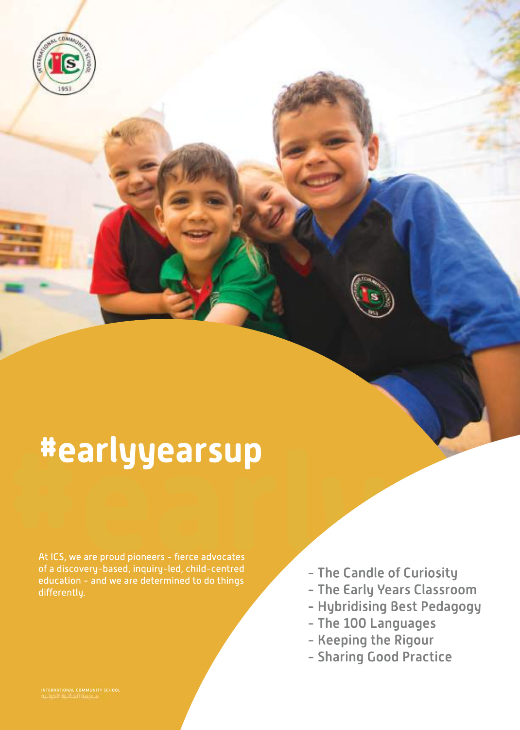# #earlyyearsup

At ICS, we are proud pioneers - fierce advocates of a discovery-based, inquiry-led, child-centred education - and we are determined to do things differently.

- The Candle of Curiosity
- The Early Years Classroom
- Hybridising Best Pedagogy
- The 100 Languages
- Keeping the Rigour
- Sharing Good Practice

INTERNATIONAL COMMUNITY SCHOOL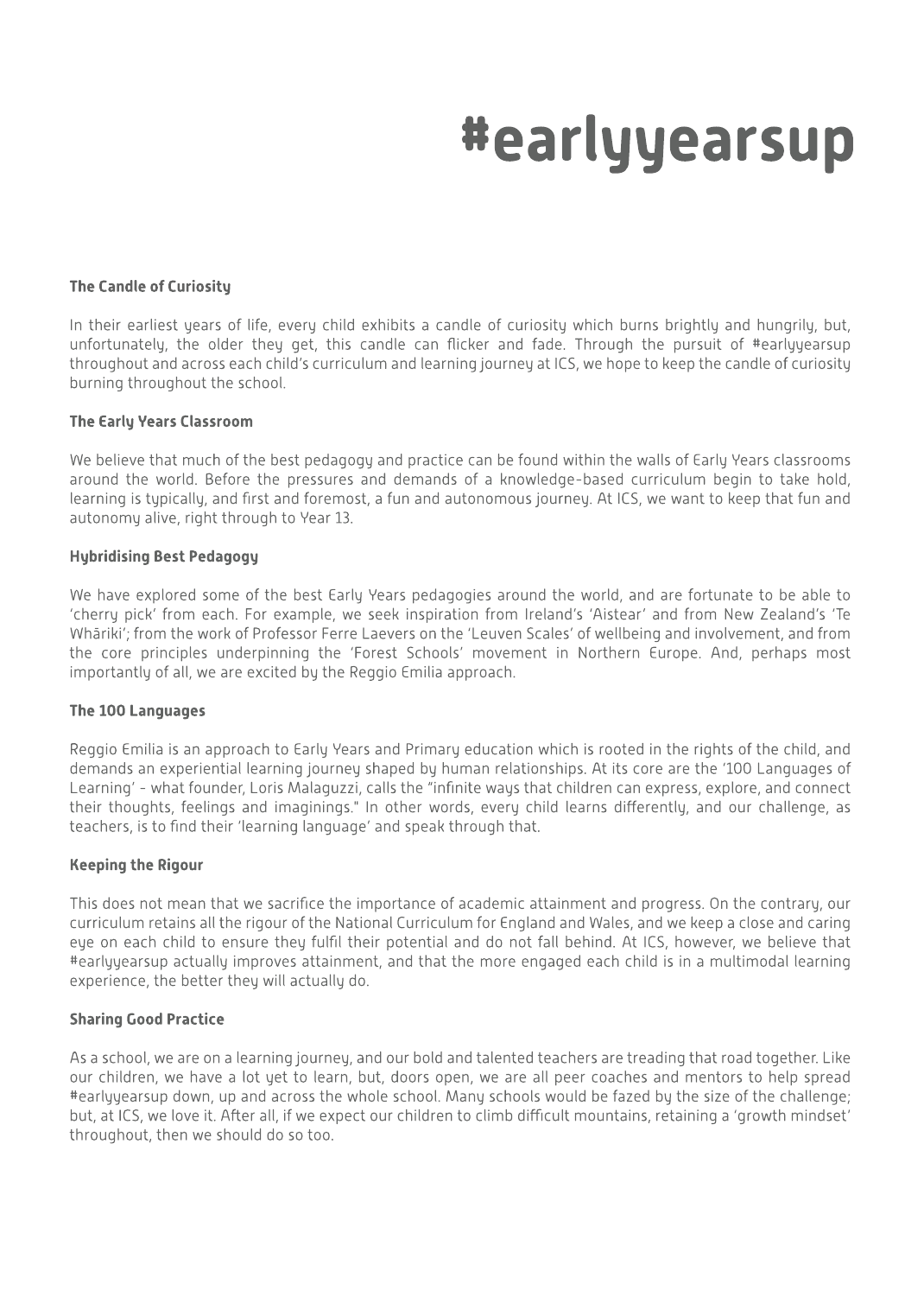# #earlyyearsup

### The Candle of Curiosity

In their earliest years of life, every child exhibits a candle of curiosity which burns brightly and hungrily, but, unfortunately, the older they get, this candle can flicker and fade. Through the pursuit of #earlyyearsup throughout and across each child's curriculum and learning journey at ICS, we hope to keep the candle of curiosity burning throughout the school.

### The Early Years Classroom

We believe that much of the best pedagogy and practice can be found within the walls of Early Years classrooms around the world. Before the pressures and demands of a knowledge-based curriculum begin to take hold, learning is typically, and first and foremost, a fun and autonomous journey. At ICS, we want to keep that fun and autonomy alive, right through to Year 13.

### Hybridising Best Pedagogy

We have explored some of the best Early Years pedagogies around the world, and are fortunate to be able to 'cherry pick' from each. For example, we seek inspiration from Ireland's 'Aistear' and from New Zealand's 'Te Whāriki'; from the work of Professor Ferre Laevers on the 'Leuven Scales' of wellbeing and involvement, and from the core principles underpinning the 'Forest Schools' movement in Northern Europe. And, perhaps most importantly of all, we are excited by the Reggio Emilia approach.

### The 100 Languages

Reggio Emilia is an approach to Early Years and Primary education which is rooted in the rights of the child, and demands an experiential learning journey shaped by human relationships. At its core are the '100 Languages of Learning' - what founder, Loris Malaguzzi, calls the "infinite ways that children can express, explore, and connect their thoughts, feelings and imaginings." In other words, every child learns differently, and our challenge, as teachers, is to find their 'learning language' and speak through that.

### Keeping the Rigour

This does not mean that we sacrifice the importance of academic attainment and progress. On the contrary, our curriculum retains all the rigour of the National Curriculum for England and Wales, and we keep a close and caring eye on each child to ensure they fulfil their potential and do not fall behind. At ICS, however, we believe that #earlyyearsup actually improves attainment, and that the more engaged each child is in a multimodal learning experience, the better they will actually do.

### Sharing Good Practice

As a school, we are on a learning journey, and our bold and talented teachers are treading that road together. Like our children, we have a lot yet to learn, but, doors open, we are all peer coaches and mentors to help spread #earlyyearsup down, up and across the whole school. Many schools would be fazed by the size of the challenge; but, at ICS, we love it. After all, if we expect our children to climb difficult mountains, retaining a 'growth mindset' throughout, then we should do so too.